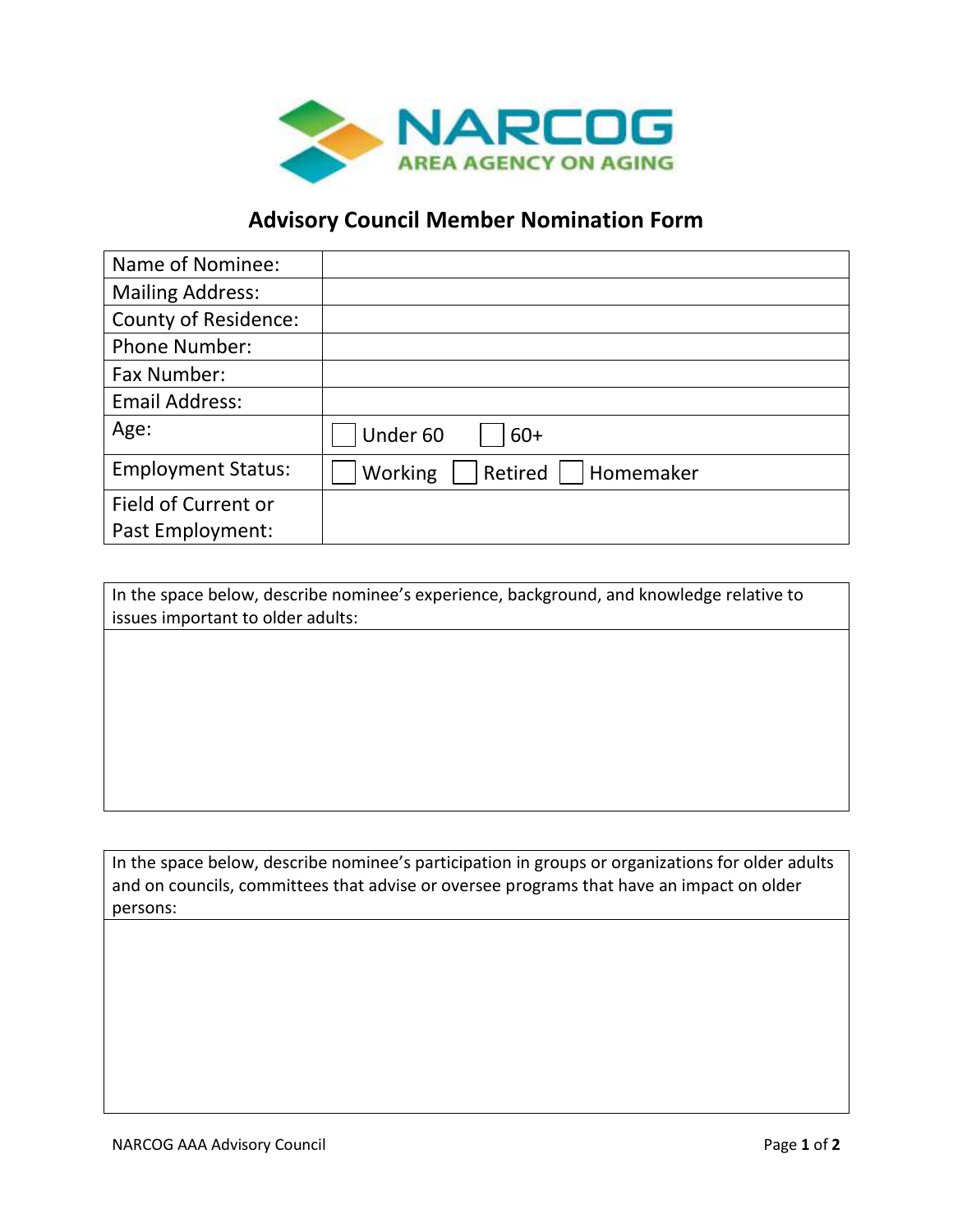NARCOG
AREA AGENCY ON AGING

# Advisory Council Member Nomination Form

| Name of Nominee: | |
|---|---|
| Mailing Address: | |
| County of Residence: | |
| Phone Number: | |
| Fax Number: | |
| Email Address: | |
| Age: | ☐ Under 60 ☐ 60+ |
| Employment Status: | ☐ Working ☐ Retired ☐ Homemaker |
| Field of Current or Past Employment: | |

| In the space below, describe nominee's experience, background, and knowledge relative to issues important to older adults: |
|---|
| |

| In the space below, describe nominee's participation in groups or organizations for older adults and on councils, committees that advise or oversee programs that have an impact on older persons: |
|---|
| |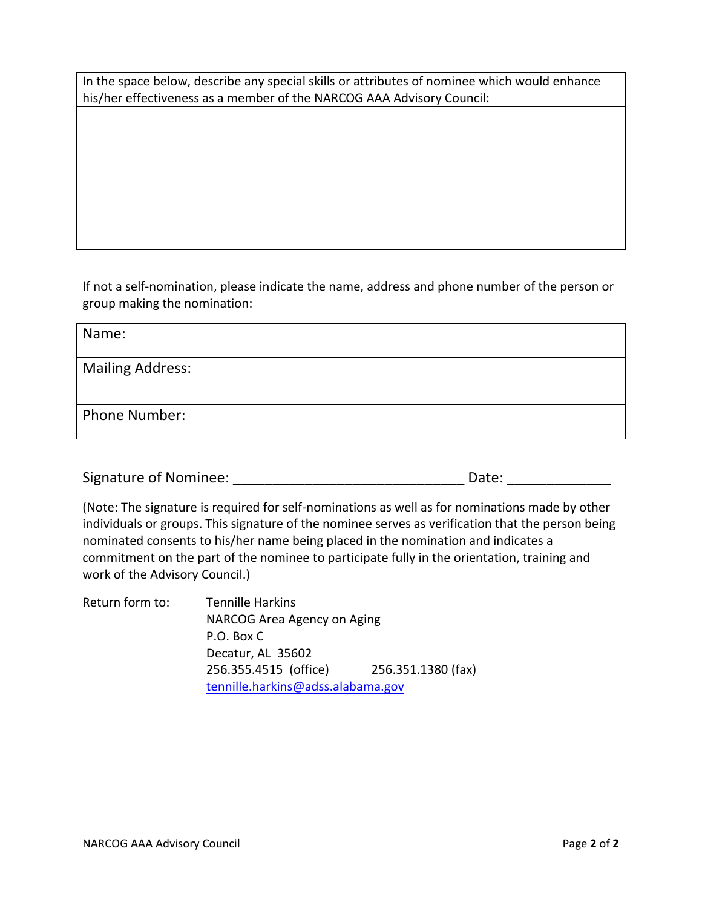| In the space below, describe any special skills or attributes of nominee which would enhance his/her effectiveness as a member of the NARCOG AAA Advisory Council: |
|---|
| |

If not a self-nomination, please indicate the name, address and phone number of the person or group making the nomination:

| | |
|---|---|
| Name: | |
| Mailing Address: | |
| Phone Number: | |

Signature of Nominee: _____________________________ Date: _____________

(Note: The signature is required for self-nominations as well as for nominations made by other individuals or groups. This signature of the nominee serves as verification that the person being nominated consents to his/her name being placed in the nomination and indicates a commitment on the part of the nominee to participate fully in the orientation, training and work of the Advisory Council.)

Return form to:

Tennille Harkins
NARCOG Area Agency on Aging
P.O. Box C
Decatur, AL 35602
256.355.4515 (office) 256.351.1380 (fax)
tennille.harkins@adss.alabama.gov